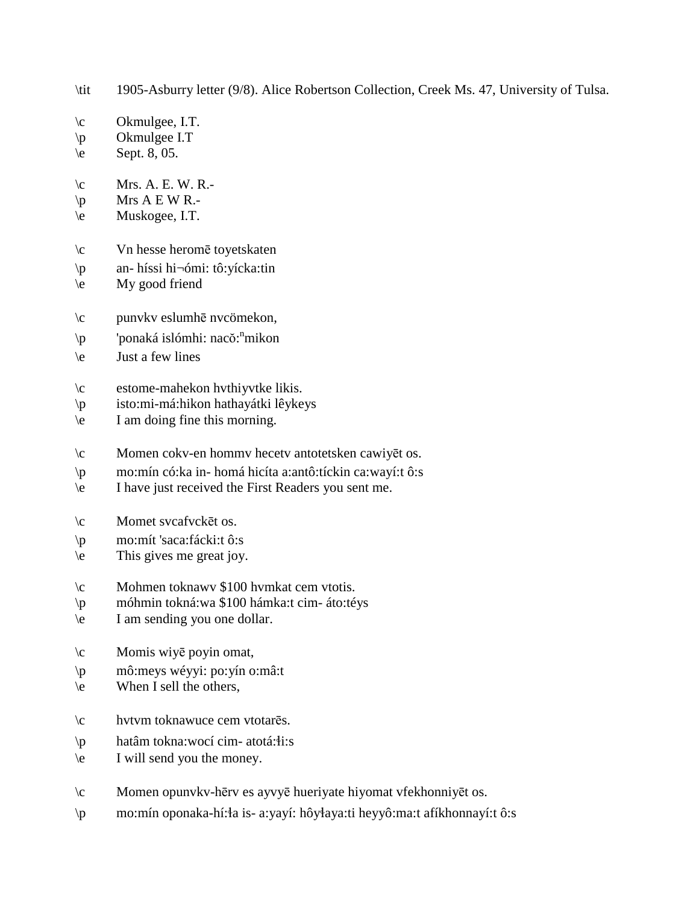\tit 1905-Asburry letter (9/8). Alice Robertson Collection, Creek Ms. 47, University of Tulsa.

\c Okmulgee, I.T.
\p Okmulgee I.T
\e Sept. 8, 05.

\c Mrs. A. E. W. R.-
\p Mrs A E W R.-
\e Muskogee, I.T.

\c Vn hesse heromē toyetskaten
\p an- híssi hi¬ómi: tô:yícka:tin
\e My good friend

\c punvkv eslumhē nvcömekon,
\p 'ponaká islómhi: nacŏ:[n]mikon
\e Just a few lines

\c estome-mahekon hvthiyvtke likis.
\p isto:mi-má:hikon hathayátki lêykeys
\e I am doing fine this morning.

\c Momen cokv-en hommv hecetv antotetsken cawiyēt os.
\p mo:mín có:ka in- homá hicíta a:antô:tíckin ca:wayí:t ô:s
\e I have just received the First Readers you sent me.

\c Momet svcafvckēt os.
\p mo:mít 'saca:fácki:t ô:s
\e This gives me great joy.

\c Mohmen toknawv $100 hvmkat cem vtotis.
\p móhmin tokná:wa $100 hámka:t cim- áto:téys
\e I am sending you one dollar.

\c Momis wiyē poyin omat,
\p mô:meys wéyyi: po:yín o:mâ:t
\e When I sell the others,

\c hvtvm toknawuce cem vtotarēs.
\p hatâm tokna:wocí cim- atotá:ɬi:s
\e I will send you the money.

\c Momen opunvkv-hērv es ayvyē hueriyate hiyomat vfekhonniyēt os.
\p mo:mín oponaka-hí:ɬa is- a:yayí: hôyɬaya:ti heyyô:ma:t afíkhonnayí:t ô:s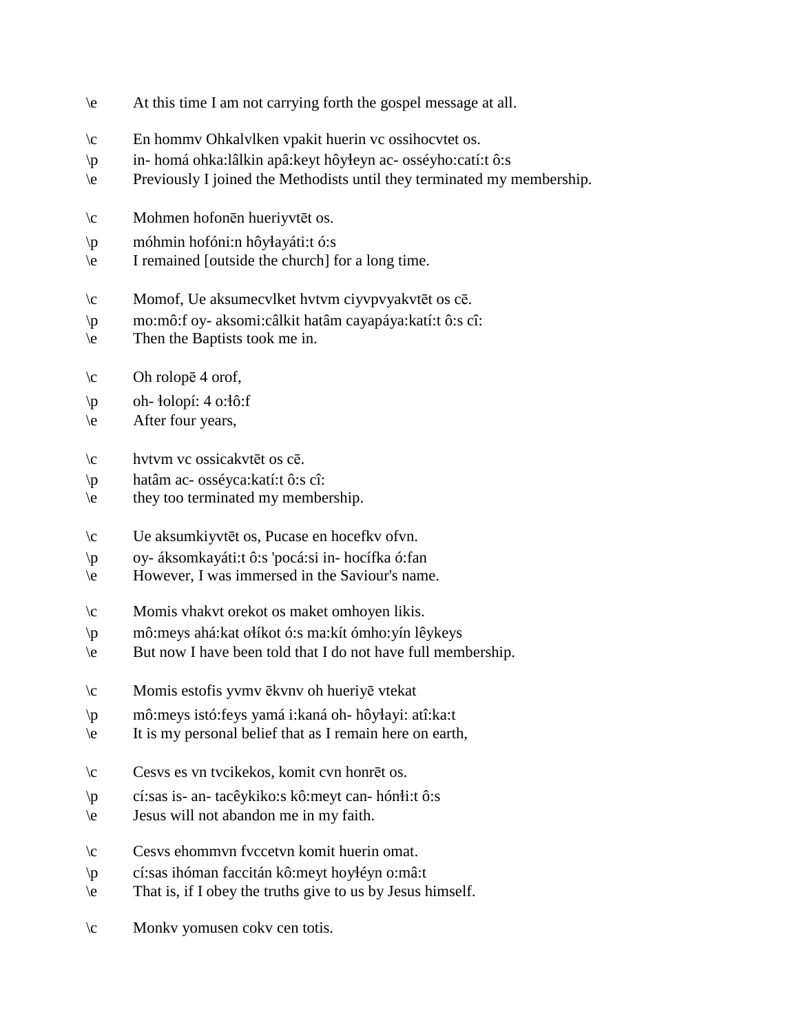\e	At this time I am not carrying forth the gospel message at all.

\c	En hommv Ohkalvlken vpakit huerin vc ossihocvtet os.
\p	in- homá ohka:lâlkin apâ:keyt hôyłeyn ac- osséyho:catí:t ô:s
\e	Previously I joined the Methodists until they terminated my membership.

\c	Mohmen hofonēn hueriyvtēt os.
\p	móhmin hofóni:n hôyłayáti:t ó:s
\e	I remained [outside the church] for a long time.

\c	Momof, Ue aksumecvlket hvtvm ciyvpvyakvtēt os cē.
\p	mo:mô:f oy- aksomi:câlkit hatâm cayapáya:katí:t ô:s cî:
\e	Then the Baptists took me in.

\c	Oh rolopē 4 orof,
\p	oh- łolopí: 4 o:łô:f
\e	After four years,

\c	hvtvm vc ossicakvtēt os cē.
\p	hatâm ac- osséyca:katí:t ô:s cî:
\e	they too terminated my membership.

\c	Ue aksumkiyvtēt os, Pucase en hocefkv ofvn.
\p	oy- áksomkayáti:t ô:s 'pocá:si in- hocífka ó:fan
\e	However, I was immersed in the Saviour's name.

\c	Momis vhakvt orekot os maket omhoyen likis.
\p	mô:meys ahá:kat ołíkot ó:s ma:kít ómho:yín lêykeys
\e	But now I have been told that I do not have full membership.

\c	Momis estofis yvmv ēkvnv oh hueriyē vtekat
\p	mô:meys istó:feys yamá i:kaná oh- hôyłayi: atî:ka:t
\e	It is my personal belief that as I remain here on earth,

\c	Cesvs es vn tvcikekos, komit cvn honrēt os.
\p	cí:sas is- an- tacêykiko:s kô:meyt can- hónłi:t ô:s
\e	Jesus will not abandon me in my faith.

\c	Cesvs ehommvn fvccetvn komit huerin omat.
\p	cí:sas ihóman faccitán kô:meyt hoyłéyn o:mâ:t
\e	That is, if I obey the truths give to us by Jesus himself.

\c	Monkv yomusen cokv cen totis.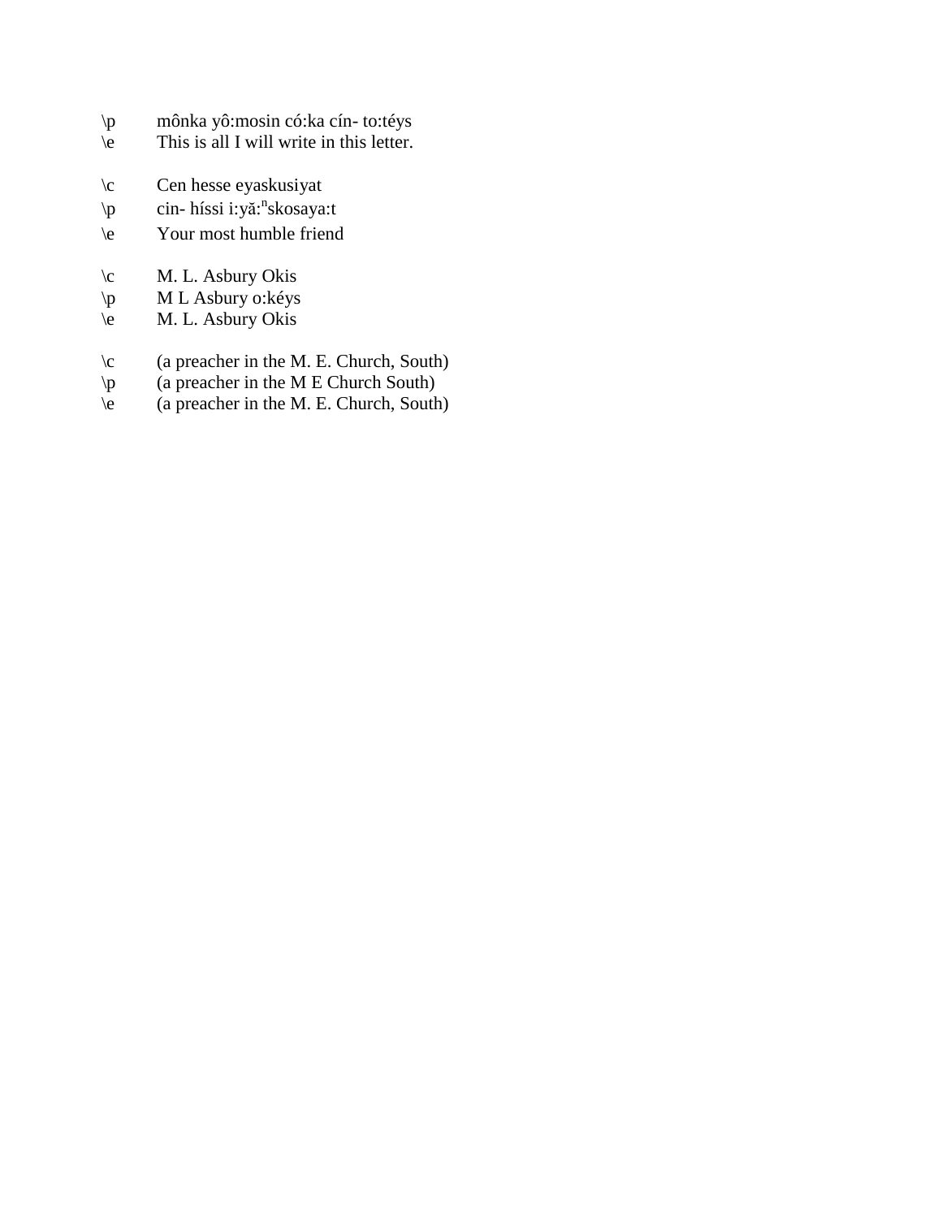\p mônka yô:mosin có:ka cín- to:téys
\e This is all I will write in this letter.

\c Cen hesse eyaskusiyat
\p cin- híssi i:yă:$^{n}$skosaya:t
\e Your most humble friend

\c M. L. Asbury Okis
\p M L Asbury o:kéys
\e M. L. Asbury Okis

\c (a preacher in the M. E. Church, South)
\p (a preacher in the M E Church South)
\e (a preacher in the M. E. Church, South)